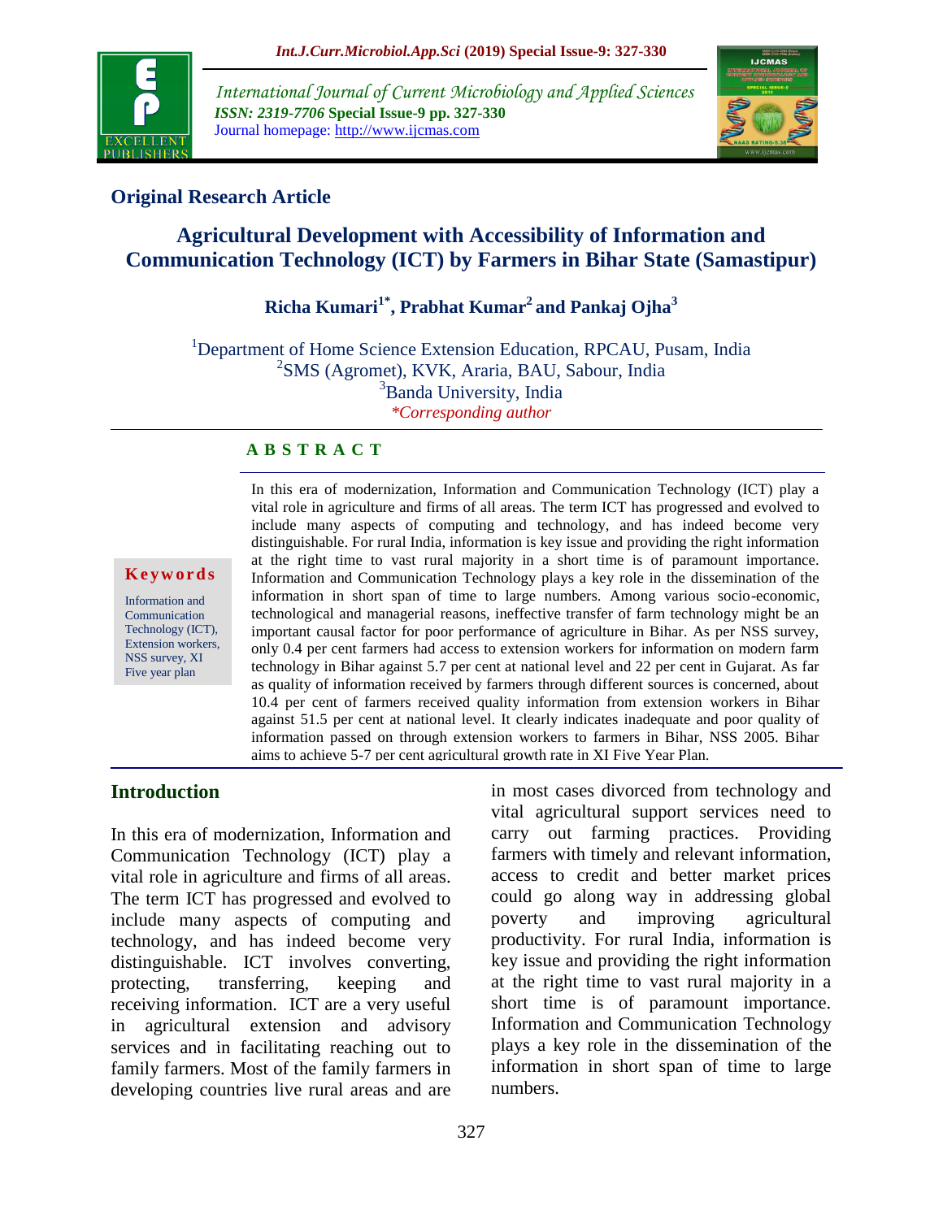## Original Research Article

# Agricultural Development with Accessibility of Information and Communication Technology (ICT) by Farmers in Bihar State (Samastipur)

**Richa Kumari[1*], Prabhat Kumar[2] and Pankaj Ojha[3]**

[1]Department of Home Science Extension Education, RPCAU, Pusam, India
[2]SMS (Agromet), KVK, Araria, BAU, Sabour, India
[3]Banda University, India
*Corresponding author*

### A B S T R A C T

**Keywords**

Information and Communication Technology (ICT), Extension workers, NSS survey, XI Five year plan

In this era of modernization, Information and Communication Technology (ICT) play a vital role in agriculture and firms of all areas. The term ICT has progressed and evolved to include many aspects of computing and technology, and has indeed become very distinguishable. For rural India, information is key issue and providing the right information at the right time to vast rural majority in a short time is of paramount importance. Information and Communication Technology plays a key role in the dissemination of the information in short span of time to large numbers. Among various socio-economic, technological and managerial reasons, ineffective transfer of farm technology might be an important causal factor for poor performance of agriculture in Bihar. As per NSS survey, only 0.4 per cent farmers had access to extension workers for information on modern farm technology in Bihar against 5.7 per cent at national level and 22 per cent in Gujarat. As far as quality of information received by farmers through different sources is concerned, about 10.4 per cent of farmers received quality information from extension workers in Bihar against 51.5 per cent at national level. It clearly indicates inadequate and poor quality of information passed on through extension workers to farmers in Bihar, NSS 2005. Bihar aims to achieve 5-7 per cent agricultural growth rate in XI Five Year Plan.

## Introduction

In this era of modernization, Information and Communication Technology (ICT) play a vital role in agriculture and firms of all areas. The term ICT has progressed and evolved to include many aspects of computing and technology, and has indeed become very distinguishable. ICT involves converting, protecting, transferring, keeping and receiving information. ICT are a very useful in agricultural extension and advisory services and in facilitating reaching out to family farmers. Most of the family farmers in developing countries live rural areas and are in most cases divorced from technology and vital agricultural support services need to carry out farming practices. Providing farmers with timely and relevant information, access to credit and better market prices could go along way in addressing global poverty and improving agricultural productivity. For rural India, information is key issue and providing the right information at the right time to vast rural majority in a short time is of paramount importance. Information and Communication Technology plays a key role in the dissemination of the information in short span of time to large numbers.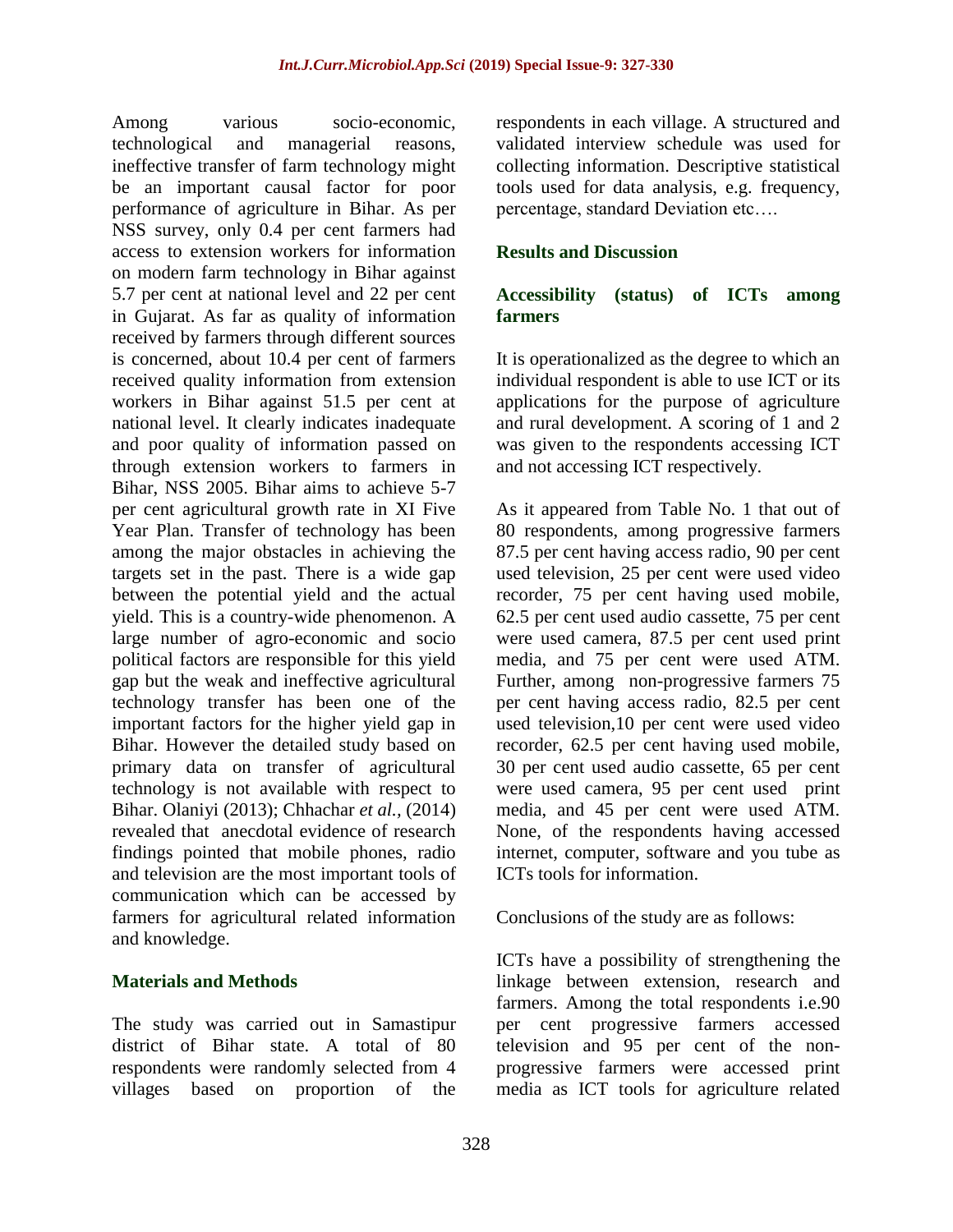Among various socio-economic, technological and managerial reasons, ineffective transfer of farm technology might be an important causal factor for poor performance of agriculture in Bihar. As per NSS survey, only 0.4 per cent farmers had access to extension workers for information on modern farm technology in Bihar against 5.7 per cent at national level and 22 per cent in Gujarat. As far as quality of information received by farmers through different sources is concerned, about 10.4 per cent of farmers received quality information from extension workers in Bihar against 51.5 per cent at national level. It clearly indicates inadequate and poor quality of information passed on through extension workers to farmers in Bihar, NSS 2005. Bihar aims to achieve 5-7 per cent agricultural growth rate in XI Five Year Plan. Transfer of technology has been among the major obstacles in achieving the targets set in the past. There is a wide gap between the potential yield and the actual yield. This is a country-wide phenomenon. A large number of agro-economic and socio political factors are responsible for this yield gap but the weak and ineffective agricultural technology transfer has been one of the important factors for the higher yield gap in Bihar. However the detailed study based on primary data on transfer of agricultural technology is not available with respect to Bihar. Olaniyi (2013); Chhachar *et al.,* (2014) revealed that anecdotal evidence of research findings pointed that mobile phones, radio and television are the most important tools of communication which can be accessed by farmers for agricultural related information and knowledge.

## Materials and Methods

The study was carried out in Samastipur district of Bihar state. A total of 80 respondents were randomly selected from 4 villages based on proportion of the respondents in each village. A structured and validated interview schedule was used for collecting information. Descriptive statistical tools used for data analysis, e.g. frequency, percentage, standard Deviation etc….

## Results and Discussion

### Accessibility (status) of ICTs among farmers

It is operationalized as the degree to which an individual respondent is able to use ICT or its applications for the purpose of agriculture and rural development. A scoring of 1 and 2 was given to the respondents accessing ICT and not accessing ICT respectively.

As it appeared from Table No. 1 that out of 80 respondents, among progressive farmers 87.5 per cent having access radio, 90 per cent used television, 25 per cent were used video recorder, 75 per cent having used mobile, 62.5 per cent used audio cassette, 75 per cent were used camera, 87.5 per cent used print media, and 75 per cent were used ATM. Further, among non-progressive farmers 75 per cent having access radio, 82.5 per cent used television,10 per cent were used video recorder, 62.5 per cent having used mobile, 30 per cent used audio cassette, 65 per cent were used camera, 95 per cent used print media, and 45 per cent were used ATM. None, of the respondents having accessed internet, computer, software and you tube as ICTs tools for information.

Conclusions of the study are as follows:

ICTs have a possibility of strengthening the linkage between extension, research and farmers. Among the total respondents i.e.90 per cent progressive farmers accessed television and 95 per cent of the non-progressive farmers were accessed print media as ICT tools for agriculture related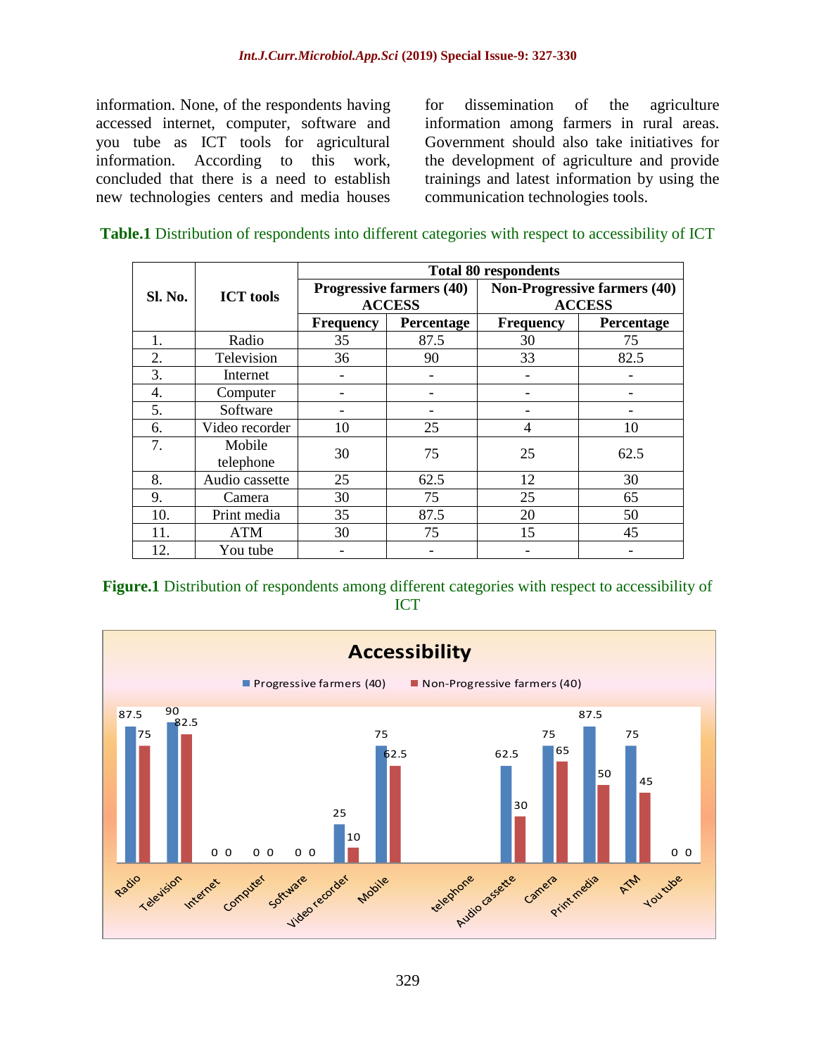information. None, of the respondents having accessed internet, computer, software and you tube as ICT tools for agricultural information. According to this work, concluded that there is a need to establish new technologies centers and media houses for dissemination of the agriculture information among farmers in rural areas. Government should also take initiatives for the development of agriculture and provide trainings and latest information by using the communication technologies tools.

**Table.1** Distribution of respondents into different categories with respect to accessibility of ICT

| Sl. No. | ICT tools | Total 80 respondents | | | |
|---|---|---|---|---|---|
| | | Progressive farmers (40) ACCESS | | Non-Progressive farmers (40) ACCESS | |
| | | Frequency | Percentage | Frequency | Percentage |
| 1. | Radio | 35 | 87.5 | 30 | 75 |
| 2. | Television | 36 | 90 | 33 | 82.5 |
| 3. | Internet | - | - | - | - |
| 4. | Computer | - | - | - | - |
| 5. | Software | - | - | - | - |
| 6. | Video recorder | 10 | 25 | 4 | 10 |
| 7. | Mobile telephone | 30 | 75 | 25 | 62.5 |
| 8. | Audio cassette | 25 | 62.5 | 12 | 30 |
| 9. | Camera | 30 | 75 | 25 | 65 |
| 10. | Print media | 35 | 87.5 | 20 | 50 |
| 11. | ATM | 30 | 75 | 15 | 45 |
| 12. | You tube | - | - | - | - |

**Figure.1** Distribution of respondents among different categories with respect to accessibility of ICT

Accessibility

■ Progressive farmers (40) ■ Non-Progressive farmers (40)

| | Progressive farmers (40) | Non-Progressive farmers (40) |
|---|---|---|
| Radio | 87.5 | 75 |
| Television | 90 | 82.5 |
| Internet | 0 | 0 |
| Computer | 0 | 0 |
| Software | 0 | 0 |
| Video recorder | 25 | 10 |
| Mobile telephone | 75 | 62.5 |
| Audio cassette | 62.5 | 30 |
| Camera | 75 | 65 |
| Print media | 87.5 | 50 |
| ATM | 75 | 45 |
| You tube | 0 | 0 |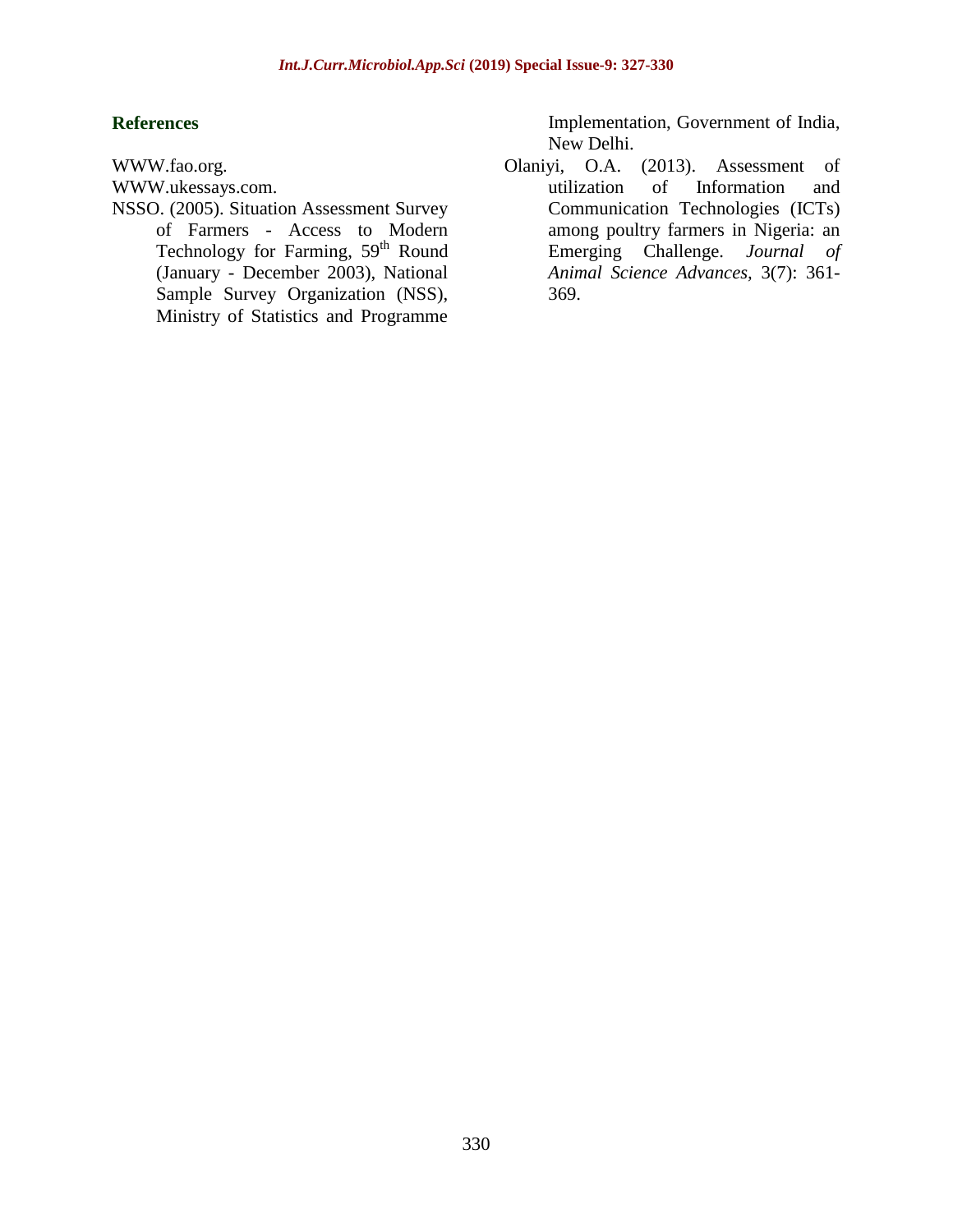## References

WWW.fao.org.

WWW.ukessays.com.

NSSO. (2005). Situation Assessment Survey of Farmers - Access to Modern Technology for Farming, $59^{th}$ Round (January - December 2003), National Sample Survey Organization (NSS), Ministry of Statistics and Programme Implementation, Government of India, New Delhi.

Olaniyi, O.A. (2013). Assessment of utilization of Information and Communication Technologies (ICTs) among poultry farmers in Nigeria: an Emerging Challenge. *Journal of Animal Science Advances*, 3(7): 361-369.